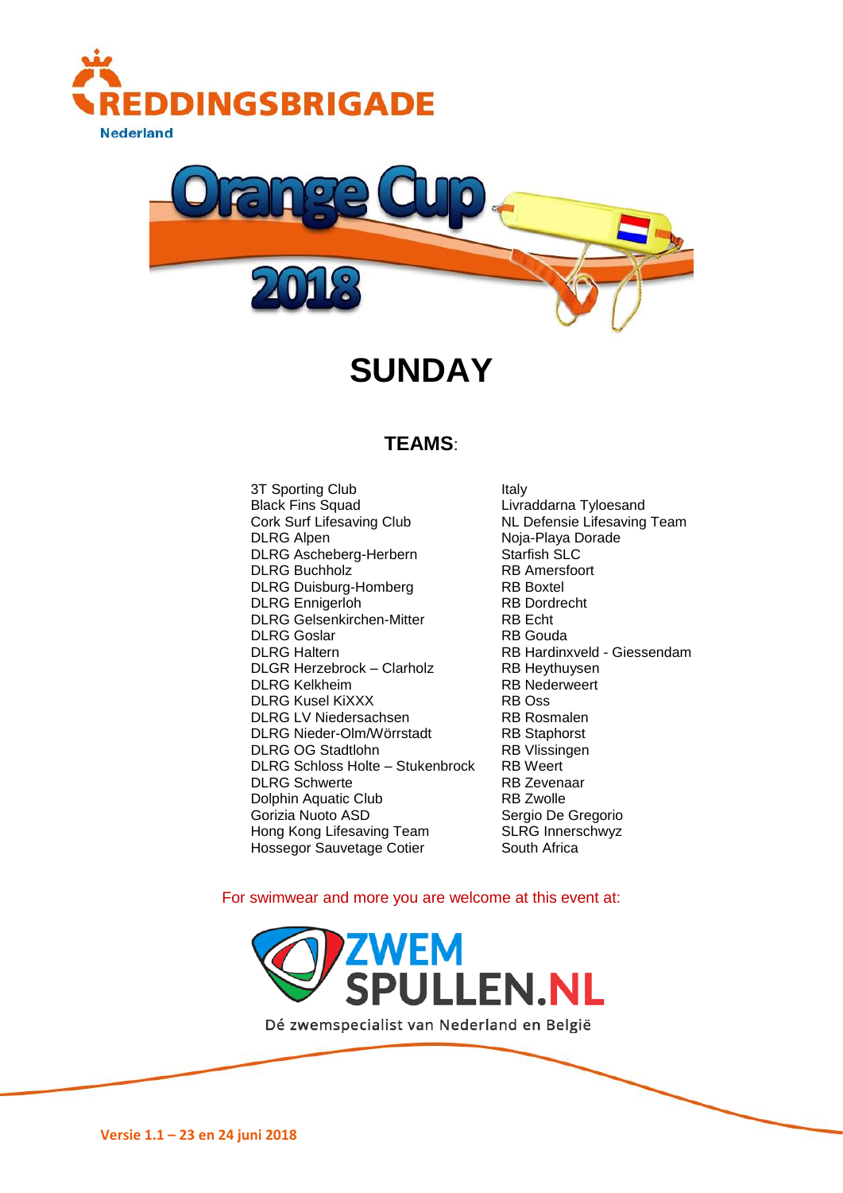REDDINGSBRIGADE

Nederland

# Orange Cup 2018

# SUNDAY

## TEAMS:

- 3T Sporting Club
- Black Fins Squad
- Cork Surf Lifesaving Club
- DLRG Alpen
- DLRG Ascheberg-Herbern
- DLRG Buchholz
- DLRG Duisburg-Homberg
- DLRG Ennigerloh
- DLRG Gelsenkirchen-Mitter
- DLRG Goslar
- DLRG Haltern
- DLGR Herzebrock – Clarholz
- DLRG Kelkheim
- DLRG Kusel KiXXX
- DLRG LV Niedersachsen
- DLRG Nieder-Olm/Wörrstadt
- DLRG OG Stadtlohn
- DLRG Schloss Holte – Stukenbrock
- DLRG Schwerte
- Dolphin Aquatic Club
- Gorizia Nuoto ASD
- Hong Kong Lifesaving Team
- Hossegor Sauvetage Cotier
- Italy
- Livraddarna Tyloesand
- NL Defensie Lifesaving Team
- Noja-Playa Dorade
- Starfish SLC
- RB Amersfoort
- RB Boxtel
- RB Dordrecht
- RB Echt
- RB Gouda
- RB Hardinxveld - Giessendam
- RB Heythuysen
- RB Nederweert
- RB Oss
- RB Rosmalen
- RB Staphorst
- RB Vlissingen
- RB Weert
- RB Zevenaar
- RB Zwolle
- Sergio De Gregorio
- SLRG Innerschwyz
- South Africa

For swimwear and more you are welcome at this event at:

ZWEMSPULLEN.NL

Dé zwemspecialist van Nederland en België

Versie 1.1 – 23 en 24 juni 2018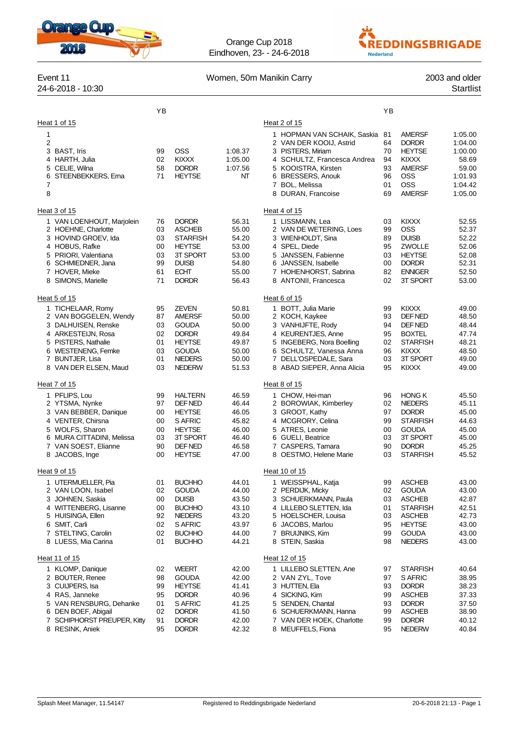Orange Cup 2018
Eindhoven, 23- - 24-6-2018

Event 11 — Women, 50m Manikin Carry — 2003 and older
24-6-2018 - 10:30 — Startlist

### Heat 1 of 15

| Lane | Name | YB | Club | Time |
|---|---|---|---|---|
| 1 | | | | |
| 2 | | | | |
| 3 | BAST, Iris | 99 | OSS | 1:08.37 |
| 4 | HARTH, Julia | 02 | KIXXX | 1:05.00 |
| 5 | CELIE, Wilna | 58 | DORDR | 1:07.56 |
| 6 | STEENBEKKERS, Erna | 71 | HEYTSE | NT |
| 7 | | | | |
| 8 | | | | |

### Heat 2 of 15

| Lane | Name | YB | Club | Time |
|---|---|---|---|---|
| 1 | HOPMAN VAN SCHAIK, Saskia | 81 | AMERSF | 1:05.00 |
| 2 | VAN DER KOOIJ, Astrid | 64 | DORDR | 1:04.00 |
| 3 | PISTERS, Miriam | 70 | HEYTSE | 1:00.00 |
| 4 | SCHULTZ, Francesca Andrea | 94 | KIXXX | 58.69 |
| 5 | KOOISTRA, Kirsten | 93 | AMERSF | 59.00 |
| 6 | BRESSERS, Anouk | 96 | OSS | 1:01.93 |
| 7 | BOL, Melissa | 01 | OSS | 1:04.42 |
| 8 | DURAN, Francoise | 69 | AMERSF | 1:05.00 |

### Heat 3 of 15

| Lane | Name | YB | Club | Time |
|---|---|---|---|---|
| 1 | VAN LOENHOUT, Marjolein | 76 | DORDR | 56.31 |
| 2 | HOEHNE, Charlotte | 03 | ASCHEB | 55.00 |
| 3 | HOVIND GROEV, Ida | 03 | STARFISH | 54.20 |
| 4 | HOBUS, Rafke | 00 | HEYTSE | 53.00 |
| 5 | PRIORI, Valentiana | 03 | 3T SPORT | 53.00 |
| 6 | SCHMIEDNER, Jana | 99 | DUISB | 54.80 |
| 7 | HOVER, Mieke | 61 | ECHT | 55.00 |
| 8 | SIMONS, Marielle | 71 | DORDR | 56.43 |

### Heat 4 of 15

| Lane | Name | YB | Club | Time |
|---|---|---|---|---|
| 1 | LISSMANN, Lea | 03 | KIXXX | 52.55 |
| 2 | VAN DE WETERING, Loes | 99 | OSS | 52.37 |
| 3 | WIENHOLDT, Sina | 89 | DUISB | 52.22 |
| 4 | SPEL, Diede | 95 | ZWOLLE | 52.06 |
| 5 | JANSSEN, Fabienne | 03 | HEYTSE | 52.08 |
| 6 | JANSSEN, Isabelle | 00 | DORDR | 52.31 |
| 7 | HOHENHORST, Sabrina | 82 | ENNIGER | 52.50 |
| 8 | ANTONII, Francesca | 02 | 3T SPORT | 53.00 |

### Heat 5 of 15

| Lane | Name | YB | Club | Time |
|---|---|---|---|---|
| 1 | TICHELAAR, Romy | 95 | ZEVEN | 50.81 |
| 2 | VAN BOGGELEN, Wendy | 87 | AMERSF | 50.00 |
| 3 | DALHUISEN, Renske | 03 | GOUDA | 50.00 |
| 4 | ARKESTEIJN, Rosa | 02 | DORDR | 49.84 |
| 5 | PISTERS, Nathalie | 01 | HEYTSE | 49.87 |
| 6 | WESTENENG, Femke | 03 | GOUDA | 50.00 |
| 7 | BUNTJER, Lisa | 01 | NIEDERS | 50.00 |
| 8 | VAN DER ELSEN, Maud | 03 | NEDERW | 51.53 |

### Heat 6 of 15

| Lane | Name | YB | Club | Time |
|---|---|---|---|---|
| 1 | BOTT, Julia Marie | 99 | KIXXX | 49.00 |
| 2 | KOCH, Kaykee | 93 | DEF NED | 48.50 |
| 3 | VANHIJFTE, Rody | 94 | DEF NED | 48.44 |
| 4 | KEURENTJES, Anne | 95 | BOXTEL | 47.74 |
| 5 | INGEBERG, Nora Boelling | 02 | STARFISH | 48.21 |
| 6 | SCHULTZ, Vanessa Anna | 96 | KIXXX | 48.50 |
| 7 | DELL'OSPEDALE, Sara | 03 | 3T SPORT | 49.00 |
| 8 | ABAD SIEPER, Anna Alicia | 95 | KIXXX | 49.00 |

### Heat 7 of 15

| Lane | Name | YB | Club | Time |
|---|---|---|---|---|
| 1 | PFLIPS, Lou | 99 | HALTERN | 46.59 |
| 2 | YTSMA, Nynke | 97 | DEF NED | 46.44 |
| 3 | VAN BEBBER, Danique | 00 | HEYTSE | 46.05 |
| 4 | VENTER, Chirsna | 00 | S AFRIC | 45.82 |
| 5 | WOLFS, Sharon | 00 | HEYTSE | 46.00 |
| 6 | MURA CITTADINI, Melissa | 03 | 3T SPORT | 46.40 |
| 7 | VAN SOEST, Elianne | 90 | DEF NED | 46.58 |
| 8 | JACOBS, Inge | 00 | HEYTSE | 47.00 |

### Heat 8 of 15

| Lane | Name | YB | Club | Time |
|---|---|---|---|---|
| 1 | CHOW, Hei-man | 96 | HONG K | 45.50 |
| 2 | BOROWIAK, Kimberley | 02 | NIEDERS | 45.11 |
| 3 | GROOT, Kathy | 97 | DORDR | 45.00 |
| 4 | MCGRORY, Celina | 99 | STARFISH | 44.63 |
| 5 | ATRES, Leonie | 00 | GOUDA | 45.00 |
| 6 | GUELI, Beatrice | 03 | 3T SPORT | 45.00 |
| 7 | CASPERS, Tamara | 90 | DORDR | 45.25 |
| 8 | OESTMO, Helene Marie | 03 | STARFISH | 45.52 |

### Heat 9 of 15

| Lane | Name | YB | Club | Time |
|---|---|---|---|---|
| 1 | UTERMUELLER, Pia | 01 | BUCHHO | 44.01 |
| 2 | VAN LOON, Isabel | 02 | GOUDA | 44.00 |
| 3 | JOHNEN, Saskia | 00 | DUISB | 43.50 |
| 4 | WITTENBERG, Lisanne | 00 | BUCHHO | 43.10 |
| 5 | HUISINGA, Ellen | 92 | NIEDERS | 43.20 |
| 6 | SMIT, Carli | 02 | S AFRIC | 43.97 |
| 7 | STELTING, Carolin | 02 | BUCHHO | 44.00 |
| 8 | LUESS, Mia Carina | 01 | BUCHHO | 44.21 |

### Heat 10 of 15

| Lane | Name | YB | Club | Time |
|---|---|---|---|---|
| 1 | WEISSPHAL, Katja | 99 | ASCHEB | 43.00 |
| 2 | PERDIJK, Micky | 02 | GOUDA | 43.00 |
| 3 | SCHUERKMANN, Paula | 03 | ASCHEB | 42.87 |
| 4 | LILLEBO SLETTEN, Ida | 01 | STARFISH | 42.51 |
| 5 | HOELSCHER, Louisa | 03 | ASCHEB | 42.73 |
| 6 | JACOBS, Marlou | 95 | HEYTSE | 43.00 |
| 7 | BRUIJNIKS, Kim | 99 | GOUDA | 43.00 |
| 8 | STEIN, Saskia | 98 | NIEDERS | 43.00 |

### Heat 11 of 15

| Lane | Name | YB | Club | Time |
|---|---|---|---|---|
| 1 | KLOMP, Danique | 02 | WEERT | 42.00 |
| 2 | BOUTER, Renee | 98 | GOUDA | 42.00 |
| 3 | CUIJPERS, Isa | 99 | HEYTSE | 41.41 |
| 4 | RAS, Janneke | 95 | DORDR | 40.96 |
| 5 | VAN RENSBURG, Dehanke | 01 | S AFRIC | 41.25 |
| 6 | DEN BOEF, Abigail | 02 | DORDR | 41.50 |
| 7 | SCHIPHORST PREUPER, Kitty | 91 | DORDR | 42.00 |
| 8 | RESINK, Aniek | 95 | DORDR | 42.32 |

### Heat 12 of 15

| Lane | Name | YB | Club | Time |
|---|---|---|---|---|
| 1 | LILLEBO SLETTEN, Ane | 97 | STARFISH | 40.64 |
| 2 | VAN ZYL, Tove | 97 | S AFRIC | 38.95 |
| 3 | HUTTEN, Ela | 93 | DORDR | 38.23 |
| 4 | SICKING, Kim | 99 | ASCHEB | 37.33 |
| 5 | SENDEN, Chantal | 93 | DORDR | 37.50 |
| 6 | SCHUERKMANN, Hanna | 99 | ASCHEB | 38.90 |
| 7 | VAN DER HOEK, Charlotte | 99 | DORDR | 40.12 |
| 8 | MEUFFELS, Fiona | 95 | NEDERW | 40.84 |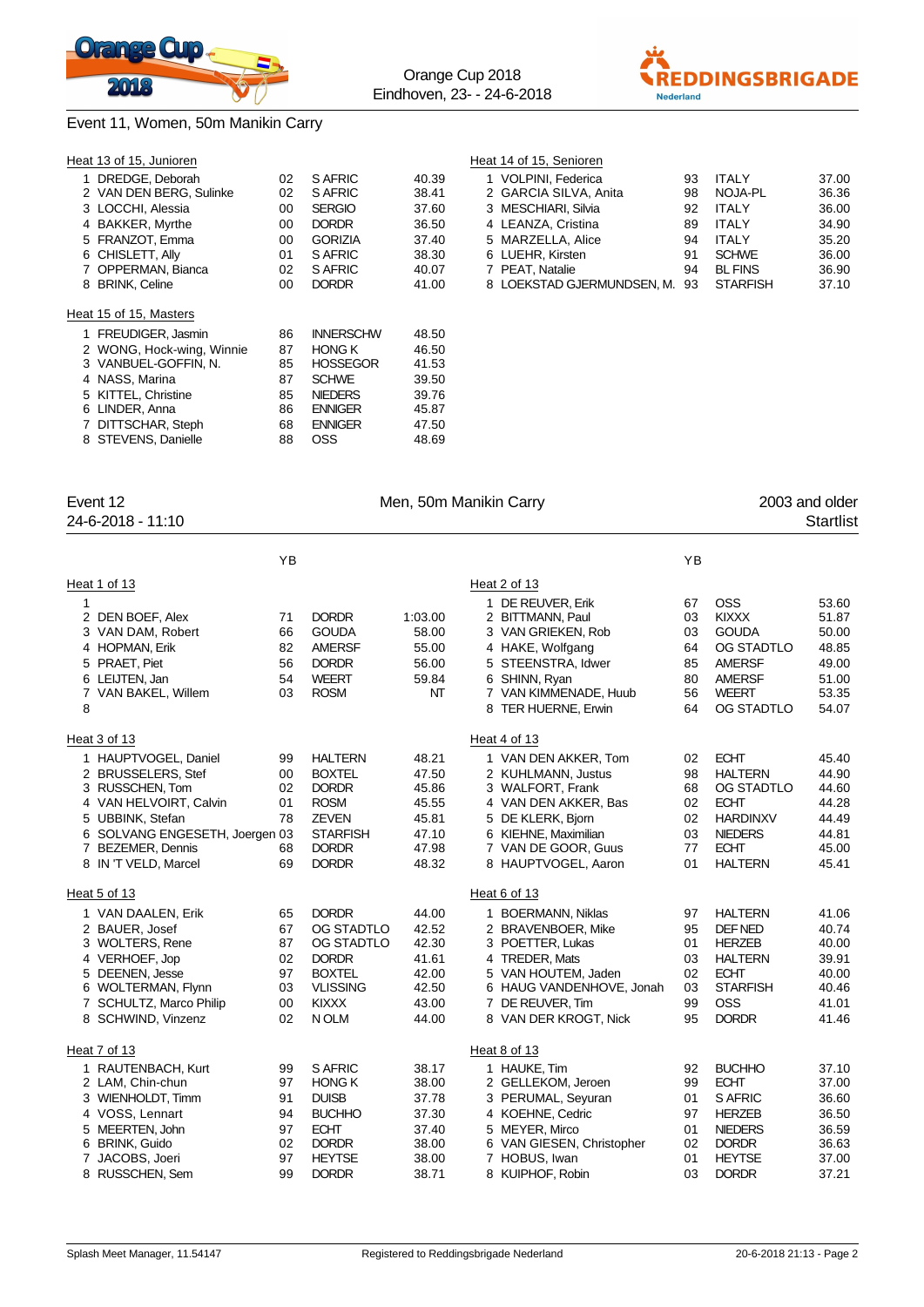## Event 11, Women, 50m Manikin Carry

### Heat 13 of 15, Junioren

| | Name | YB | Club | Time |
|---|---|---|---|---|
| 1 | DREDGE, Deborah | 02 | S AFRIC | 40.39 |
| 2 | VAN DEN BERG, Sulinke | 02 | S AFRIC | 38.41 |
| 3 | LOCCHI, Alessia | 00 | SERGIO | 37.60 |
| 4 | BAKKER, Myrthe | 00 | DORDR | 36.50 |
| 5 | FRANZOT, Emma | 00 | GORIZIA | 37.40 |
| 6 | CHISLETT, Ally | 01 | S AFRIC | 38.30 |
| 7 | OPPERMAN, Bianca | 02 | S AFRIC | 40.07 |
| 8 | BRINK, Celine | 00 | DORDR | 41.00 |

### Heat 14 of 15, Senioren

| | Name | YB | Club | Time |
|---|---|---|---|---|
| 1 | VOLPINI, Federica | 93 | ITALY | 37.00 |
| 2 | GARCIA SILVA, Anita | 98 | NOJA-PL | 36.36 |
| 3 | MESCHIARI, Silvia | 92 | ITALY | 36.00 |
| 4 | LEANZA, Cristina | 89 | ITALY | 34.90 |
| 5 | MARZELLA, Alice | 94 | ITALY | 35.20 |
| 6 | LUEHR, Kirsten | 91 | SCHWE | 36.00 |
| 7 | PEAT, Natalie | 94 | BL FINS | 36.90 |
| 8 | LOEKSTAD GJERMUNDSEN, M. | 93 | STARFISH | 37.10 |

### Heat 15 of 15, Masters

| | Name | YB | Club | Time |
|---|---|---|---|---|
| 1 | FREUDIGER, Jasmin | 86 | INNERSCHW | 48.50 |
| 2 | WONG, Hock-wing, Winnie | 87 | HONG K | 46.50 |
| 3 | VANBUEL-GOFFIN, N. | 85 | HOSSEGOR | 41.53 |
| 4 | NASS, Marina | 87 | SCHWE | 39.50 |
| 5 | KITTEL, Christine | 85 | NIEDERS | 39.76 |
| 6 | LINDER, Anna | 86 | ENNIGER | 45.87 |
| 7 | DITTSCHAR, Steph | 68 | ENNIGER | 47.50 |
| 8 | STEVENS, Danielle | 88 | OSS | 48.69 |

## Event 12 — Men, 50m Manikin Carry — 2003 and older

24-6-2018 - 11:10 — Startlist

### Heat 1 of 13

| | Name | YB | Club | Time |
|---|---|---|---|---|
| 1 | | | | |
| 2 | DEN BOEF, Alex | 71 | DORDR | 1:03.00 |
| 3 | VAN DAM, Robert | 66 | GOUDA | 58.00 |
| 4 | HOPMAN, Erik | 82 | AMERSF | 55.00 |
| 5 | PRAET, Piet | 56 | DORDR | 56.00 |
| 6 | LEIJTEN, Jan | 54 | WEERT | 59.84 |
| 7 | VAN BAKEL, Willem | 03 | ROSM | NT |
| 8 | | | | |

### Heat 2 of 13

| | Name | YB | Club | Time |
|---|---|---|---|---|
| 1 | DE REUVER, Erik | 67 | OSS | 53.60 |
| 2 | BITTMANN, Paul | 03 | KIXXX | 51.87 |
| 3 | VAN GRIEKEN, Rob | 03 | GOUDA | 50.00 |
| 4 | HAKE, Wolfgang | 64 | OG STADTLO | 48.85 |
| 5 | STEENSTRA, Idwer | 85 | AMERSF | 49.00 |
| 6 | SHINN, Ryan | 80 | AMERSF | 51.00 |
| 7 | VAN KIMMENADE, Huub | 56 | WEERT | 53.35 |
| 8 | TER HUERNE, Erwin | 64 | OG STADTLO | 54.07 |

### Heat 3 of 13

| | Name | YB | Club | Time |
|---|---|---|---|---|
| 1 | HAUPTVOGEL, Daniel | 99 | HALTERN | 48.21 |
| 2 | BRUSSELERS, Stef | 00 | BOXTEL | 47.50 |
| 3 | RUSSCHEN, Tom | 02 | DORDR | 45.86 |
| 4 | VAN HELVOIRT, Calvin | 01 | ROSM | 45.55 |
| 5 | UBBINK, Stefan | 78 | ZEVEN | 45.81 |
| 6 | SOLVANG ENGESETH, Joergen | 03 | STARFISH | 47.10 |
| 7 | BEZEMER, Dennis | 68 | DORDR | 47.98 |
| 8 | IN 'T VELD, Marcel | 69 | DORDR | 48.32 |

### Heat 4 of 13

| | Name | YB | Club | Time |
|---|---|---|---|---|
| 1 | VAN DEN AKKER, Tom | 02 | ECHT | 45.40 |
| 2 | KUHLMANN, Justus | 98 | HALTERN | 44.90 |
| 3 | WALFORT, Frank | 68 | OG STADTLO | 44.60 |
| 4 | VAN DEN AKKER, Bas | 02 | ECHT | 44.28 |
| 5 | DE KLERK, Bjorn | 02 | HARDINXV | 44.49 |
| 6 | KIEHNE, Maximilian | 03 | NIEDERS | 44.81 |
| 7 | VAN DE GOOR, Guus | 77 | ECHT | 45.00 |
| 8 | HAUPTVOGEL, Aaron | 01 | HALTERN | 45.41 |

### Heat 5 of 13

| | Name | YB | Club | Time |
|---|---|---|---|---|
| 1 | VAN DAALEN, Erik | 65 | DORDR | 44.00 |
| 2 | BAUER, Josef | 67 | OG STADTLO | 42.52 |
| 3 | WOLTERS, Rene | 87 | OG STADTLO | 42.30 |
| 4 | VERHOEF, Jop | 02 | DORDR | 41.61 |
| 5 | DEENEN, Jesse | 97 | BOXTEL | 42.00 |
| 6 | WOLTERMAN, Flynn | 03 | VLISSING | 42.50 |
| 7 | SCHULTZ, Marco Philip | 00 | KIXXX | 43.00 |
| 8 | SCHWIND, Vinzenz | 02 | N OLM | 44.00 |

### Heat 6 of 13

| | Name | YB | Club | Time |
|---|---|---|---|---|
| 1 | BOERMANN, Niklas | 97 | HALTERN | 41.06 |
| 2 | BRAVENBOER, Mike | 95 | DEF NED | 40.74 |
| 3 | POETTER, Lukas | 01 | HERZEB | 40.00 |
| 4 | TREDER, Mats | 03 | HALTERN | 39.91 |
| 5 | VAN HOUTEM, Jaden | 02 | ECHT | 40.00 |
| 6 | HAUG VANDENHOVE, Jonah | 03 | STARFISH | 40.46 |
| 7 | DE REUVER, Tim | 99 | OSS | 41.01 |
| 8 | VAN DER KROGT, Nick | 95 | DORDR | 41.46 |

### Heat 7 of 13

| | Name | YB | Club | Time |
|---|---|---|---|---|
| 1 | RAUTENBACH, Kurt | 99 | S AFRIC | 38.17 |
| 2 | LAM, Chin-chun | 97 | HONG K | 38.00 |
| 3 | WIENHOLDT, Timm | 91 | DUISB | 37.78 |
| 4 | VOSS, Lennart | 94 | BUCHHO | 37.30 |
| 5 | MEERTEN, John | 97 | ECHT | 37.40 |
| 6 | BRINK, Guido | 02 | DORDR | 38.00 |
| 7 | JACOBS, Joeri | 97 | HEYTSE | 38.00 |
| 8 | RUSSCHEN, Sem | 99 | DORDR | 38.71 |

### Heat 8 of 13

| | Name | YB | Club | Time |
|---|---|---|---|---|
| 1 | HAUKE, Tim | 92 | BUCHHO | 37.10 |
| 2 | GELLEKOM, Jeroen | 99 | ECHT | 37.00 |
| 3 | PERUMAL, Seyuran | 01 | S AFRIC | 36.60 |
| 4 | KOEHNE, Cedric | 97 | HERZEB | 36.50 |
| 5 | MEYER, Mirco | 01 | NIEDERS | 36.59 |
| 6 | VAN GIESEN, Christopher | 02 | DORDR | 36.63 |
| 7 | HOBUS, Iwan | 01 | HEYTSE | 37.00 |
| 8 | KUIPHOF, Robin | 03 | DORDR | 37.21 |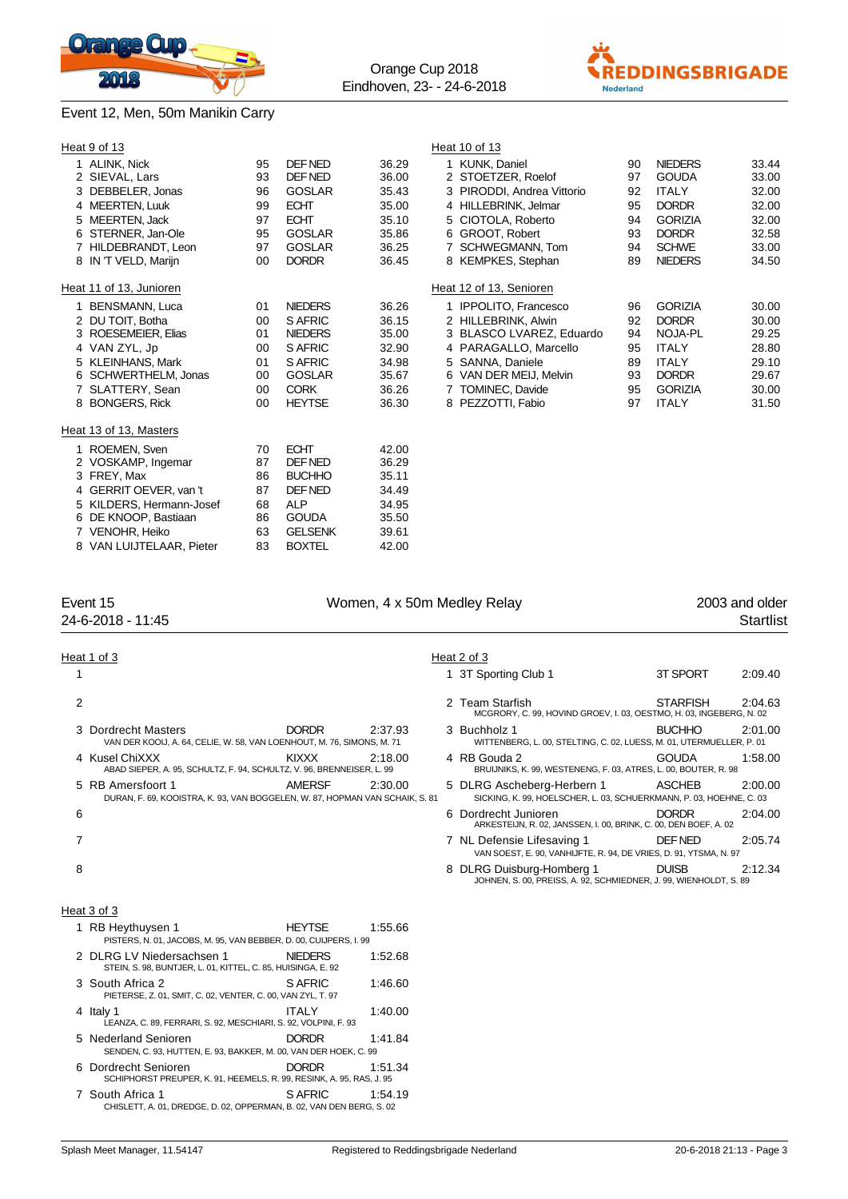## Event 12, Men, 50m Manikin Carry

### Heat 9 of 13

| | Name | YB | Club | Time |
|---|---|---|---|---|
| 1 | ALINK, Nick | 95 | DEF NED | 36.29 |
| 2 | SIEVAL, Lars | 93 | DEF NED | 36.00 |
| 3 | DEBBELER, Jonas | 96 | GOSLAR | 35.43 |
| 4 | MEERTEN, Luuk | 99 | ECHT | 35.00 |
| 5 | MEERTEN, Jack | 97 | ECHT | 35.10 |
| 6 | STERNER, Jan-Ole | 95 | GOSLAR | 35.86 |
| 7 | HILDEBRANDT, Leon | 97 | GOSLAR | 36.25 |
| 8 | IN 'T VELD, Marijn | 00 | DORDR | 36.45 |

### Heat 10 of 13

| | Name | YB | Club | Time |
|---|---|---|---|---|
| 1 | KUNK, Daniel | 90 | NIEDERS | 33.44 |
| 2 | STOETZER, Roelof | 97 | GOUDA | 33.00 |
| 3 | PIRODDI, Andrea Vittorio | 92 | ITALY | 32.00 |
| 4 | HILLEBRINK, Jelmar | 95 | DORDR | 32.00 |
| 5 | CIOTOLA, Roberto | 94 | GORIZIA | 32.00 |
| 6 | GROOT, Robert | 93 | DORDR | 32.58 |
| 7 | SCHWEGMANN, Tom | 94 | SCHWE | 33.00 |
| 8 | KEMPKES, Stephan | 89 | NIEDERS | 34.50 |

### Heat 11 of 13, Junioren

| | Name | YB | Club | Time |
|---|---|---|---|---|
| 1 | BENSMANN, Luca | 01 | NIEDERS | 36.26 |
| 2 | DU TOIT, Botha | 00 | S AFRIC | 36.15 |
| 3 | ROESEMEIER, Elias | 01 | NIEDERS | 35.00 |
| 4 | VAN ZYL, Jp | 00 | S AFRIC | 32.90 |
| 5 | KLEINHANS, Mark | 01 | S AFRIC | 34.98 |
| 6 | SCHWERTHELM, Jonas | 00 | GOSLAR | 35.67 |
| 7 | SLATTERY, Sean | 00 | CORK | 36.26 |
| 8 | BONGERS, Rick | 00 | HEYTSE | 36.30 |

### Heat 12 of 13, Senioren

| | Name | YB | Club | Time |
|---|---|---|---|---|
| 1 | IPPOLITO, Francesco | 96 | GORIZIA | 30.00 |
| 2 | HILLEBRINK, Alwin | 92 | DORDR | 30.00 |
| 3 | BLASCO LVAREZ, Eduardo | 94 | NOJA-PL | 29.25 |
| 4 | PARAGALLO, Marcello | 95 | ITALY | 28.80 |
| 5 | SANNA, Daniele | 89 | ITALY | 29.10 |
| 6 | VAN DER MEIJ, Melvin | 93 | DORDR | 29.67 |
| 7 | TOMINEC, Davide | 95 | GORIZIA | 30.00 |
| 8 | PEZZOTTI, Fabio | 97 | ITALY | 31.50 |

### Heat 13 of 13, Masters

| | Name | YB | Club | Time |
|---|---|---|---|---|
| 1 | ROEMEN, Sven | 70 | ECHT | 42.00 |
| 2 | VOSKAMP, Ingemar | 87 | DEF NED | 36.29 |
| 3 | FREY, Max | 86 | BUCHHO | 35.11 |
| 4 | GERRIT OEVER, van 't | 87 | DEF NED | 34.49 |
| 5 | KILDERS, Hermann-Josef | 68 | ALP | 34.95 |
| 6 | DE KNOOP, Bastiaan | 86 | GOUDA | 35.50 |
| 7 | VENOHR, Heiko | 63 | GELSENK | 39.61 |
| 8 | VAN LUIJTELAAR, Pieter | 83 | BOXTEL | 42.00 |

## Event 15 — Women, 4 x 50m Medley Relay — 2003 and older

24-6-2018 - 11:45 — Startlist

### Heat 1 of 3

| | Team | Club | Time |
|---|---|---|---|
| 1 | | | |
| 2 | | | |
| 3 | Dordrecht Masters<br>VAN DER KOOIJ, A. 64, CELIE, W. 58, VAN LOENHOUT, M. 76, SIMONS, M. 71 | DORDR | 2:37.93 |
| 4 | Kusel ChiXXX<br>ABAD SIEPER, A. 95, SCHULTZ, F. 94, SCHULTZ, V. 96, BRENNEISER, L. 99 | KIXXX | 2:18.00 |
| 5 | RB Amersfoort 1<br>DURAN, F. 69, KOOISTRA, K. 93, VAN BOGGELEN, W. 87, HOPMAN VAN SCHAIK, S. 81 | AMERSF | 2:30.00 |
| 6 | | | |
| 7 | | | |
| 8 | | | |

### Heat 2 of 3

| | Team | Club | Time |
|---|---|---|---|
| 1 | 3T Sporting Club 1 | 3T SPORT | 2:09.40 |
| 2 | Team Starfish<br>MCGRORY, C. 99, HOVIND GROEV, I. 03, OESTMO, H. 03, INGEBERG, N. 02 | STARFISH | 2:04.63 |
| 3 | Buchholz 1<br>WITTENBERG, L. 00, STELTING, C. 02, LUESS, M. 01, UTERMUELLER, P. 01 | BUCHHO | 2:01.00 |
| 4 | RB Gouda 2<br>BRUIJNIKS, K. 99, WESTENENG, F. 03, ATRES, L. 00, BOUTER, R. 98 | GOUDA | 1:58.00 |
| 5 | DLRG Ascheberg-Herbern 1<br>SICKING, K. 99, HOELSCHER, L. 03, SCHUERKMANN, P. 03, HOEHNE, C. 03 | ASCHEB | 2:00.00 |
| 6 | Dordrecht Junioren<br>ARKESTEIJN, R. 02, JANSSEN, I. 00, BRINK, C. 00, DEN BOEF, A. 02 | DORDR | 2:04.00 |
| 7 | NL Defensie Lifesaving 1<br>VAN SOEST, E. 90, VANHIJFTE, R. 94, DE VRIES, D. 91, YTSMA, N. 97 | DEF NED | 2:05.74 |
| 8 | DLRG Duisburg-Homberg 1<br>JOHNEN, S. 00, PREISS, A. 92, SCHMIEDNER, J. 99, WIENHOLDT, S. 89 | DUISB | 2:12.34 |

### Heat 3 of 3

| | Team | Club | Time |
|---|---|---|---|
| 1 | RB Heythuysen 1<br>PISTERS, N. 01, JACOBS, M. 95, VAN BEBBER, D. 00, CUIJPERS, I. 99 | HEYTSE | 1:55.66 |
| 2 | DLRG LV Niedersachsen 1<br>STEIN, S. 98, BUNTJER, L. 01, KITTEL, C. 85, HUISINGA, E. 92 | NIEDERS | 1:52.68 |
| 3 | South Africa 2<br>PIETERSE, Z. 01, SMIT, C. 02, VENTER, C. 00, VAN ZYL, T. 97 | S AFRIC | 1:46.60 |
| 4 | Italy 1<br>LEANZA, C. 89, FERRARI, S. 92, MESCHIARI, S. 92, VOLPINI, F. 93 | ITALY | 1:40.00 |
| 5 | Nederland Senioren<br>SENDEN, C. 93, HUTTEN, E. 93, BAKKER, M. 00, VAN DER HOEK, C. 99 | DORDR | 1:41.84 |
| 6 | Dordrecht Senioren<br>SCHIPHORST PREUPER, K. 91, HEEMELS, R. 99, RESINK, A. 95, RAS, J. 95 | DORDR | 1:51.34 |
| 7 | South Africa 1<br>CHISLETT, A. 01, DREDGE, D. 02, OPPERMAN, B. 02, VAN DEN BERG, S. 02 | S AFRIC | 1:54.19 |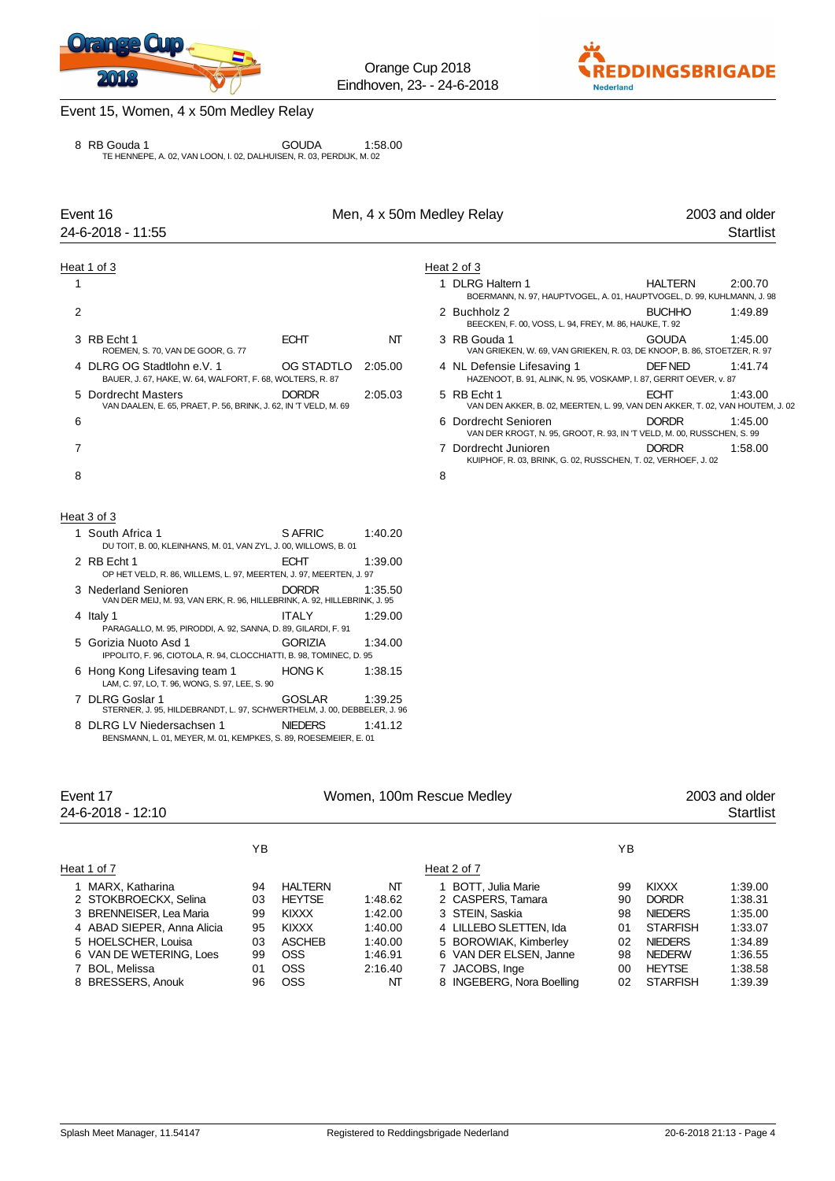Event 15, Women, 4 x 50m Medley Relay

8 RB Gouda 1 GOUDA 1:58.00
TE HENNEPE, A. 02, VAN LOON, I. 02, DALHUISEN, R. 03, PERDIJK, M. 02

## Event 16 — Men, 4 x 50m Medley Relay — 2003 and older
24-6-2018 - 11:55 — Startlist

### Heat 1 of 3

| Lane | Team | Club | Time |
|---|---|---|---|
| 1 | | | |
| 2 | | | |
| 3 | RB Echt 1<br>ROEMEN, S. 70, VAN DE GOOR, G. 77 | ECHT | NT |
| 4 | DLRG OG Stadtlohn e.V. 1<br>BAUER, J. 67, HAKE, W. 64, WALFORT, F. 68, WOLTERS, R. 87 | OG STADTLO | 2:05.00 |
| 5 | Dordrecht Masters<br>VAN DAALEN, E. 65, PRAET, P. 56, BRINK, J. 62, IN 'T VELD, M. 69 | DORDR | 2:05.03 |
| 6 | | | |
| 7 | | | |
| 8 | | | |

### Heat 2 of 3

| Lane | Team | Club | Time |
|---|---|---|---|
| 1 | DLRG Haltern 1<br>BOERMANN, N. 97, HAUPTVOGEL, A. 01, HAUPTVOGEL, D. 99, KUHLMANN, J. 98 | HALTERN | 2:00.70 |
| 2 | Buchholz 2<br>BEECKEN, F. 00, VOSS, L. 94, FREY, M. 86, HAUKE, T. 92 | BUCHHO | 1:49.89 |
| 3 | RB Gouda 1<br>VAN GRIEKEN, W. 69, VAN GRIEKEN, R. 03, DE KNOOP, B. 86, STOETZER, R. 97 | GOUDA | 1:45.00 |
| 4 | NL Defensie Lifesaving 1<br>HAZENOOT, B. 91, ALINK, N. 95, VOSKAMP, I. 87, GERRIT OEVER, v. 87 | DEF NED | 1:41.74 |
| 5 | RB Echt 1<br>VAN DEN AKKER, B. 02, MEERTEN, L. 99, VAN DEN AKKER, T. 02, VAN HOUTEM, J. 02 | ECHT | 1:43.00 |
| 6 | Dordrecht Senioren<br>VAN DER KROGT, N. 95, GROOT, R. 93, IN 'T VELD, M. 00, RUSSCHEN, S. 99 | DORDR | 1:45.00 |
| 7 | Dordrecht Junioren<br>KUIPHOF, R. 03, BRINK, G. 02, RUSSCHEN, T. 02, VERHOEF, J. 02 | DORDR | 1:58.00 |
| 8 | | | |

### Heat 3 of 3

| Lane | Team | Club | Time |
|---|---|---|---|
| 1 | South Africa 1<br>DU TOIT, B. 00, KLEINHANS, M. 01, VAN ZYL, J. 00, WILLOWS, B. 01 | S AFRIC | 1:40.20 |
| 2 | RB Echt 1<br>OP HET VELD, R. 86, WILLEMS, L. 97, MEERTEN, J. 97, MEERTEN, J. 97 | ECHT | 1:39.00 |
| 3 | Nederland Senioren<br>VAN DER MEIJ, M. 93, VAN ERK, R. 96, HILLEBRINK, A. 92, HILLEBRINK, J. 95 | DORDR | 1:35.50 |
| 4 | Italy 1<br>PARAGALLO, M. 95, PIRODDI, A. 92, SANNA, D. 89, GILARDI, F. 91 | ITALY | 1:29.00 |
| 5 | Gorizia Nuoto Asd 1<br>IPPOLITO, F. 96, CIOTOLA, R. 94, CLOCCHIATTI, B. 98, TOMINEC, D. 95 | GORIZIA | 1:34.00 |
| 6 | Hong Kong Lifesaving team 1<br>LAM, C. 97, LO, T. 96, WONG, S. 97, LEE, S. 90 | HONG K | 1:38.15 |
| 7 | DLRG Goslar 1<br>STERNER, J. 95, HILDEBRANDT, L. 97, SCHWERTHELM, J. 00, DEBBELER, J. 96 | GOSLAR | 1:39.25 |
| 8 | DLRG LV Niedersachsen 1<br>BENSMANN, L. 01, MEYER, M. 01, KEMPKES, S. 89, ROESEMEIER, E. 01 | NIEDERS | 1:41.12 |

## Event 17 — Women, 100m Rescue Medley — 2003 and older
24-6-2018 - 12:10 — Startlist

### Heat 1 of 7

| Lane | Name | YB | Club | Time |
|---|---|---|---|---|
| 1 | MARX, Katharina | 94 | HALTERN | NT |
| 2 | STOKBROECKX, Selina | 03 | HEYTSE | 1:48.62 |
| 3 | BRENNEISER, Lea Maria | 99 | KIXXX | 1:42.00 |
| 4 | ABAD SIEPER, Anna Alicia | 95 | KIXXX | 1:40.00 |
| 5 | HOELSCHER, Louisa | 03 | ASCHEB | 1:40.00 |
| 6 | VAN DE WETERING, Loes | 99 | OSS | 1:46.91 |
| 7 | BOL, Melissa | 01 | OSS | 2:16.40 |
| 8 | BRESSERS, Anouk | 96 | OSS | NT |

### Heat 2 of 7

| Lane | Name | YB | Club | Time |
|---|---|---|---|---|
| 1 | BOTT, Julia Marie | 99 | KIXXX | 1:39.00 |
| 2 | CASPERS, Tamara | 90 | DORDR | 1:38.31 |
| 3 | STEIN, Saskia | 98 | NIEDERS | 1:35.00 |
| 4 | LILLEBO SLETTEN, Ida | 01 | STARFISH | 1:33.07 |
| 5 | BOROWIAK, Kimberley | 02 | NIEDERS | 1:34.89 |
| 6 | VAN DER ELSEN, Janne | 98 | NEDERW | 1:36.55 |
| 7 | JACOBS, Inge | 00 | HEYTSE | 1:38.58 |
| 8 | INGEBERG, Nora Boelling | 02 | STARFISH | 1:39.39 |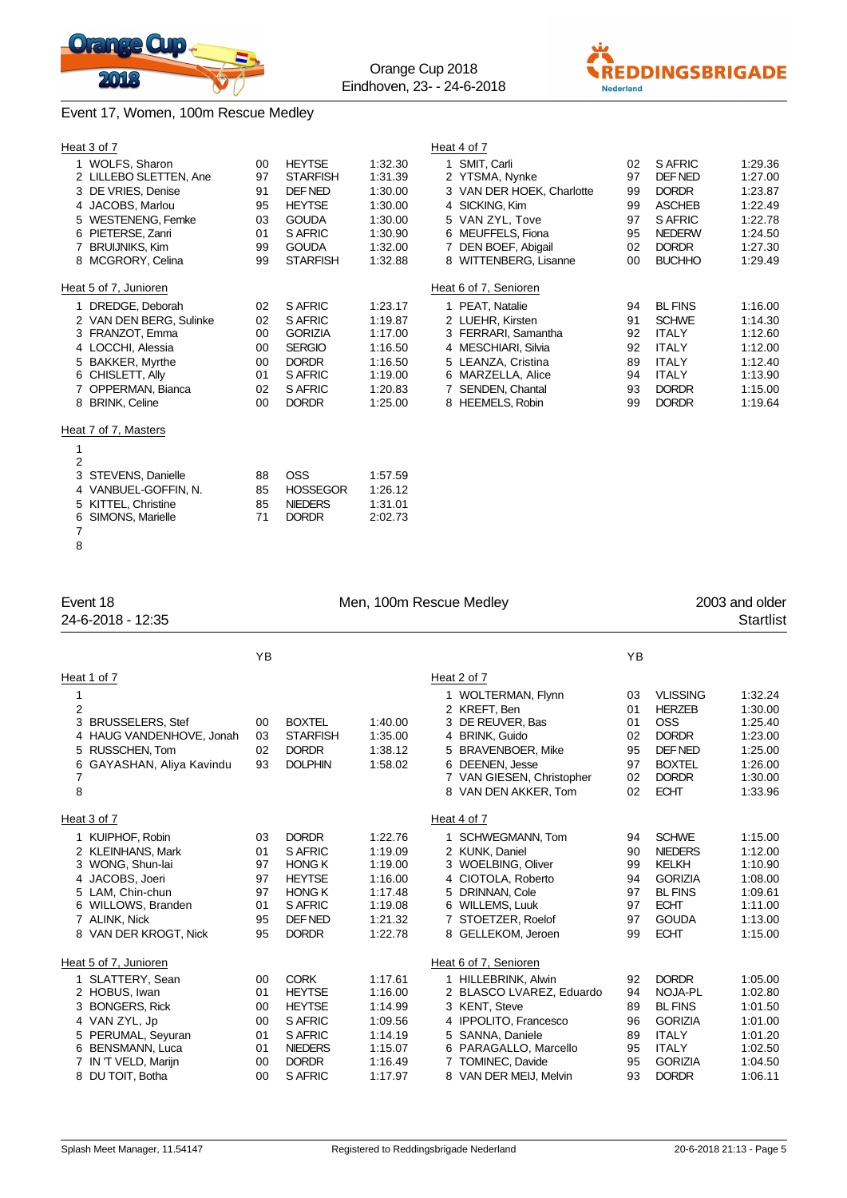Orange Cup 2018
Eindhoven, 23- - 24-6-2018

## Event 17, Women, 100m Rescue Medley

### Heat 3 of 7

| Lane | Name | YB | Club | Time |
|---|---|---|---|---|
| 1 | WOLFS, Sharon | 00 | HEYTSE | 1:32.30 |
| 2 | LILLEBO SLETTEN, Ane | 97 | STARFISH | 1:31.39 |
| 3 | DE VRIES, Denise | 91 | DEF NED | 1:30.00 |
| 4 | JACOBS, Marlou | 95 | HEYTSE | 1:30.00 |
| 5 | WESTENENG, Femke | 03 | GOUDA | 1:30.00 |
| 6 | PIETERSE, Zanri | 01 | S AFRIC | 1:30.90 |
| 7 | BRUIJNIKS, Kim | 99 | GOUDA | 1:32.00 |
| 8 | MCGRORY, Celina | 99 | STARFISH | 1:32.88 |

### Heat 4 of 7

| Lane | Name | YB | Club | Time |
|---|---|---|---|---|
| 1 | SMIT, Carli | 02 | S AFRIC | 1:29.36 |
| 2 | YTSMA, Nynke | 97 | DEF NED | 1:27.00 |
| 3 | VAN DER HOEK, Charlotte | 99 | DORDR | 1:23.87 |
| 4 | SICKING, Kim | 99 | ASCHEB | 1:22.49 |
| 5 | VAN ZYL, Tove | 97 | S AFRIC | 1:22.78 |
| 6 | MEUFFELS, Fiona | 95 | NEDERW | 1:24.50 |
| 7 | DEN BOEF, Abigail | 02 | DORDR | 1:27.30 |
| 8 | WITTENBERG, Lisanne | 00 | BUCHHO | 1:29.49 |

### Heat 5 of 7, Junioren

| Lane | Name | YB | Club | Time |
|---|---|---|---|---|
| 1 | DREDGE, Deborah | 02 | S AFRIC | 1:23.17 |
| 2 | VAN DEN BERG, Sulinke | 02 | S AFRIC | 1:19.87 |
| 3 | FRANZOT, Emma | 00 | GORIZIA | 1:17.00 |
| 4 | LOCCHI, Alessia | 00 | SERGIO | 1:16.50 |
| 5 | BAKKER, Myrthe | 00 | DORDR | 1:16.50 |
| 6 | CHISLETT, Ally | 01 | S AFRIC | 1:19.00 |
| 7 | OPPERMAN, Bianca | 02 | S AFRIC | 1:20.83 |
| 8 | BRINK, Celine | 00 | DORDR | 1:25.00 |

### Heat 6 of 7, Senioren

| Lane | Name | YB | Club | Time |
|---|---|---|---|---|
| 1 | PEAT, Natalie | 94 | BL FINS | 1:16.00 |
| 2 | LUEHR, Kirsten | 91 | SCHWE | 1:14.30 |
| 3 | FERRARI, Samantha | 92 | ITALY | 1:12.60 |
| 4 | MESCHIARI, Silvia | 92 | ITALY | 1:12.00 |
| 5 | LEANZA, Cristina | 89 | ITALY | 1:12.40 |
| 6 | MARZELLA, Alice | 94 | ITALY | 1:13.90 |
| 7 | SENDEN, Chantal | 93 | DORDR | 1:15.00 |
| 8 | HEEMELS, Robin | 99 | DORDR | 1:19.64 |

### Heat 7 of 7, Masters

| Lane | Name | YB | Club | Time |
|---|---|---|---|---|
| 1 | | | | |
| 2 | | | | |
| 3 | STEVENS, Danielle | 88 | OSS | 1:57.59 |
| 4 | VANBUEL-GOFFIN, N. | 85 | HOSSEGOR | 1:26.12 |
| 5 | KITTEL, Christine | 85 | NIEDERS | 1:31.01 |
| 6 | SIMONS, Marielle | 71 | DORDR | 2:02.73 |
| 7 | | | | |
| 8 | | | | |

## Event 18 — Men, 100m Rescue Medley — 2003 and older

24-6-2018 - 12:35 — Startlist

### Heat 1 of 7

| Lane | Name | YB | Club | Time |
|---|---|---|---|---|
| 1 | | | | |
| 2 | | | | |
| 3 | BRUSSELERS, Stef | 00 | BOXTEL | 1:40.00 |
| 4 | HAUG VANDENHOVE, Jonah | 03 | STARFISH | 1:35.00 |
| 5 | RUSSCHEN, Tom | 02 | DORDR | 1:38.12 |
| 6 | GAYASHAN, Aliya Kavindu | 93 | DOLPHIN | 1:58.02 |
| 7 | | | | |
| 8 | | | | |

### Heat 2 of 7

| Lane | Name | YB | Club | Time |
|---|---|---|---|---|
| 1 | WOLTERMAN, Flynn | 03 | VLISSING | 1:32.24 |
| 2 | KREFT, Ben | 01 | HERZEB | 1:30.00 |
| 3 | DE REUVER, Bas | 01 | OSS | 1:25.40 |
| 4 | BRINK, Guido | 02 | DORDR | 1:23.00 |
| 5 | BRAVENBOER, Mike | 95 | DEF NED | 1:25.00 |
| 6 | DEENEN, Jesse | 97 | BOXTEL | 1:26.00 |
| 7 | VAN GIESEN, Christopher | 02 | DORDR | 1:30.00 |
| 8 | VAN DEN AKKER, Tom | 02 | ECHT | 1:33.96 |

### Heat 3 of 7

| Lane | Name | YB | Club | Time |
|---|---|---|---|---|
| 1 | KUIPHOF, Robin | 03 | DORDR | 1:22.76 |
| 2 | KLEINHANS, Mark | 01 | S AFRIC | 1:19.09 |
| 3 | WONG, Shun-lai | 97 | HONG K | 1:19.00 |
| 4 | JACOBS, Joeri | 97 | HEYTSE | 1:16.00 |
| 5 | LAM, Chin-chun | 97 | HONG K | 1:17.48 |
| 6 | WILLOWS, Branden | 01 | S AFRIC | 1:19.08 |
| 7 | ALINK, Nick | 95 | DEF NED | 1:21.32 |
| 8 | VAN DER KROGT, Nick | 95 | DORDR | 1:22.78 |

### Heat 4 of 7

| Lane | Name | YB | Club | Time |
|---|---|---|---|---|
| 1 | SCHWEGMANN, Tom | 94 | SCHWE | 1:15.00 |
| 2 | KUNK, Daniel | 90 | NIEDERS | 1:12.00 |
| 3 | WOELBING, Oliver | 99 | KELKH | 1:10.90 |
| 4 | CIOTOLA, Roberto | 94 | GORIZIA | 1:08.00 |
| 5 | DRINNAN, Cole | 97 | BL FINS | 1:09.61 |
| 6 | WILLEMS, Luuk | 97 | ECHT | 1:11.00 |
| 7 | STOETZER, Roelof | 97 | GOUDA | 1:13.00 |
| 8 | GELLEKOM, Jeroen | 99 | ECHT | 1:15.00 |

### Heat 5 of 7, Junioren

| Lane | Name | YB | Club | Time |
|---|---|---|---|---|
| 1 | SLATTERY, Sean | 00 | CORK | 1:17.61 |
| 2 | HOBUS, Iwan | 01 | HEYTSE | 1:16.00 |
| 3 | BONGERS, Rick | 00 | HEYTSE | 1:14.99 |
| 4 | VAN ZYL, Jp | 00 | S AFRIC | 1:09.56 |
| 5 | PERUMAL, Seyuran | 01 | S AFRIC | 1:14.19 |
| 6 | BENSMANN, Luca | 01 | NIEDERS | 1:15.07 |
| 7 | IN 'T VELD, Marijn | 00 | DORDR | 1:16.49 |
| 8 | DU TOIT, Botha | 00 | S AFRIC | 1:17.97 |

### Heat 6 of 7, Senioren

| Lane | Name | YB | Club | Time |
|---|---|---|---|---|
| 1 | HILLEBRINK, Alwin | 92 | DORDR | 1:05.00 |
| 2 | BLASCO LVAREZ, Eduardo | 94 | NOJA-PL | 1:02.80 |
| 3 | KENT, Steve | 89 | BL FINS | 1:01.50 |
| 4 | IPPOLITO, Francesco | 96 | GORIZIA | 1:01.00 |
| 5 | SANNA, Daniele | 89 | ITALY | 1:01.20 |
| 6 | PARAGALLO, Marcello | 95 | ITALY | 1:02.50 |
| 7 | TOMINEC, Davide | 95 | GORIZIA | 1:04.50 |
| 8 | VAN DER MEIJ, Melvin | 93 | DORDR | 1:06.11 |

Splash Meet Manager, 11.54147 — Registered to Reddingsbrigade Nederland — 20-6-2018 21:13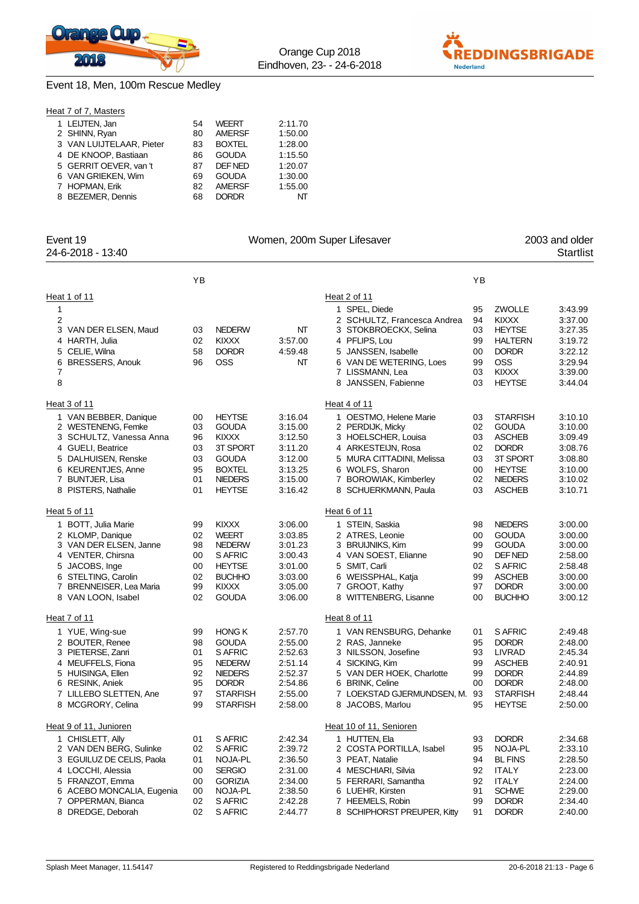## Event 18, Men, 100m Rescue Medley

### Heat 7 of 7, Masters

| | Name | YB | Club | Time |
|---|---|---|---|---|
| 1 | LEIJTEN, Jan | 54 | WEERT | 2:11.70 |
| 2 | SHINN, Ryan | 80 | AMERSF | 1:50.00 |
| 3 | VAN LUIJTELAAR, Pieter | 83 | BOXTEL | 1:28.00 |
| 4 | DE KNOOP, Bastiaan | 86 | GOUDA | 1:15.50 |
| 5 | GERRIT OEVER, van 't | 87 | DEF NED | 1:20.07 |
| 6 | VAN GRIEKEN, Wim | 69 | GOUDA | 1:30.00 |
| 7 | HOPMAN, Erik | 82 | AMERSF | 1:55.00 |
| 8 | BEZEMER, Dennis | 68 | DORDR | NT |

## Event 19 — Women, 200m Super Lifesaver — 2003 and older

24-6-2018 - 13:40 — Startlist

### Heat 1 of 11

| | Name | YB | Club | Time |
|---|---|---|---|---|
| 1 | | | | |
| 2 | | | | |
| 3 | VAN DER ELSEN, Maud | 03 | NEDERW | NT |
| 4 | HARTH, Julia | 02 | KIXXX | 3:57.00 |
| 5 | CELIE, Wilna | 58 | DORDR | 4:59.48 |
| 6 | BRESSERS, Anouk | 96 | OSS | NT |
| 7 | | | | |
| 8 | | | | |

### Heat 2 of 11

| | Name | YB | Club | Time |
|---|---|---|---|---|
| 1 | SPEL, Diede | 95 | ZWOLLE | 3:43.99 |
| 2 | SCHULTZ, Francesca Andrea | 94 | KIXXX | 3:37.00 |
| 3 | STOKBROECKX, Selina | 03 | HEYTSE | 3:27.35 |
| 4 | PFLIPS, Lou | 99 | HALTERN | 3:19.72 |
| 5 | JANSSEN, Isabelle | 00 | DORDR | 3:22.12 |
| 6 | VAN DE WETERING, Loes | 99 | OSS | 3:29.94 |
| 7 | LISSMANN, Lea | 03 | KIXXX | 3:39.00 |
| 8 | JANSSEN, Fabienne | 03 | HEYTSE | 3:44.04 |

### Heat 3 of 11

| | Name | YB | Club | Time |
|---|---|---|---|---|
| 1 | VAN BEBBER, Danique | 00 | HEYTSE | 3:16.04 |
| 2 | WESTENENG, Femke | 03 | GOUDA | 3:15.00 |
| 3 | SCHULTZ, Vanessa Anna | 96 | KIXXX | 3:12.50 |
| 4 | GUELI, Beatrice | 03 | 3T SPORT | 3:11.20 |
| 5 | DALHUISEN, Renske | 03 | GOUDA | 3:12.00 |
| 6 | KEURENTJES, Anne | 95 | BOXTEL | 3:13.25 |
| 7 | BUNTJER, Lisa | 01 | NIEDERS | 3:15.00 |
| 8 | PISTERS, Nathalie | 01 | HEYTSE | 3:16.42 |

### Heat 4 of 11

| | Name | YB | Club | Time |
|---|---|---|---|---|
| 1 | OESTMO, Helene Marie | 03 | STARFISH | 3:10.10 |
| 2 | PERDIJK, Micky | 02 | GOUDA | 3:10.00 |
| 3 | HOELSCHER, Louisa | 03 | ASCHEB | 3:09.49 |
| 4 | ARKESTEIJN, Rosa | 02 | DORDR | 3:08.76 |
| 5 | MURA CITTADINI, Melissa | 03 | 3T SPORT | 3:08.80 |
| 6 | WOLFS, Sharon | 00 | HEYTSE | 3:10.00 |
| 7 | BOROWIAK, Kimberley | 02 | NIEDERS | 3:10.02 |
| 8 | SCHUERKMANN, Paula | 03 | ASCHEB | 3:10.71 |

### Heat 5 of 11

| | Name | YB | Club | Time |
|---|---|---|---|---|
| 1 | BOTT, Julia Marie | 99 | KIXXX | 3:06.00 |
| 2 | KLOMP, Danique | 02 | WEERT | 3:03.85 |
| 3 | VAN DER ELSEN, Janne | 98 | NEDERW | 3:01.23 |
| 4 | VENTER, Chirsna | 00 | S AFRIC | 3:00.43 |
| 5 | JACOBS, Inge | 00 | HEYTSE | 3:01.00 |
| 6 | STELTING, Carolin | 02 | BUCHHO | 3:03.00 |
| 7 | BRENNEISER, Lea Maria | 99 | KIXXX | 3:05.00 |
| 8 | VAN LOON, Isabel | 02 | GOUDA | 3:06.00 |

### Heat 6 of 11

| | Name | YB | Club | Time |
|---|---|---|---|---|
| 1 | STEIN, Saskia | 98 | NIEDERS | 3:00.00 |
| 2 | ATRES, Leonie | 00 | GOUDA | 3:00.00 |
| 3 | BRUIJNIKS, Kim | 99 | GOUDA | 3:00.00 |
| 4 | VAN SOEST, Elianne | 90 | DEF NED | 2:58.00 |
| 5 | SMIT, Carli | 02 | S AFRIC | 2:58.48 |
| 6 | WEISSPHAL, Katja | 99 | ASCHEB | 3:00.00 |
| 7 | GROOT, Kathy | 97 | DORDR | 3:00.00 |
| 8 | WITTENBERG, Lisanne | 00 | BUCHHO | 3:00.12 |

### Heat 7 of 11

| | Name | YB | Club | Time |
|---|---|---|---|---|
| 1 | YUE, Wing-sue | 99 | HONG K | 2:57.70 |
| 2 | BOUTER, Renee | 98 | GOUDA | 2:55.00 |
| 3 | PIETERSE, Zanri | 01 | S AFRIC | 2:52.63 |
| 4 | MEUFFELS, Fiona | 95 | NEDERW | 2:51.14 |
| 5 | HUISINGA, Ellen | 92 | NIEDERS | 2:52.37 |
| 6 | RESINK, Aniek | 95 | DORDR | 2:54.86 |
| 7 | LILLEBO SLETTEN, Ane | 97 | STARFISH | 2:55.00 |
| 8 | MCGRORY, Celina | 99 | STARFISH | 2:58.00 |

### Heat 8 of 11

| | Name | YB | Club | Time |
|---|---|---|---|---|
| 1 | VAN RENSBURG, Dehanke | 01 | S AFRIC | 2:49.48 |
| 2 | RAS, Janneke | 95 | DORDR | 2:48.00 |
| 3 | NILSSON, Josefine | 93 | LIVRAD | 2:45.34 |
| 4 | SICKING, Kim | 99 | ASCHEB | 2:40.91 |
| 5 | VAN DER HOEK, Charlotte | 99 | DORDR | 2:44.89 |
| 6 | BRINK, Celine | 00 | DORDR | 2:48.00 |
| 7 | LOEKSTAD GJERMUNDSEN, M. | 93 | STARFISH | 2:48.44 |
| 8 | JACOBS, Marlou | 95 | HEYTSE | 2:50.00 |

### Heat 9 of 11, Junioren

| | Name | YB | Club | Time |
|---|---|---|---|---|
| 1 | CHISLETT, Ally | 01 | S AFRIC | 2:42.34 |
| 2 | VAN DEN BERG, Sulinke | 02 | S AFRIC | 2:39.72 |
| 3 | EGUILUZ DE CELIS, Paola | 01 | NOJA-PL | 2:36.50 |
| 4 | LOCCHI, Alessia | 00 | SERGIO | 2:31.00 |
| 5 | FRANZOT, Emma | 00 | GORIZIA | 2:34.00 |
| 6 | ACEBO MONCALIA, Eugenia | 00 | NOJA-PL | 2:38.50 |
| 7 | OPPERMAN, Bianca | 02 | S AFRIC | 2:42.28 |
| 8 | DREDGE, Deborah | 02 | S AFRIC | 2:44.77 |

### Heat 10 of 11, Senioren

| | Name | YB | Club | Time |
|---|---|---|---|---|
| 1 | HUTTEN, Ela | 93 | DORDR | 2:34.68 |
| 2 | COSTA PORTILLA, Isabel | 95 | NOJA-PL | 2:33.10 |
| 3 | PEAT, Natalie | 94 | BL FINS | 2:28.50 |
| 4 | MESCHIARI, Silvia | 92 | ITALY | 2:23.00 |
| 5 | FERRARI, Samantha | 92 | ITALY | 2:24.00 |
| 6 | LUEHR, Kirsten | 91 | SCHWE | 2:29.00 |
| 7 | HEEMELS, Robin | 99 | DORDR | 2:34.40 |
| 8 | SCHIPHORST PREUPER, Kitty | 91 | DORDR | 2:40.00 |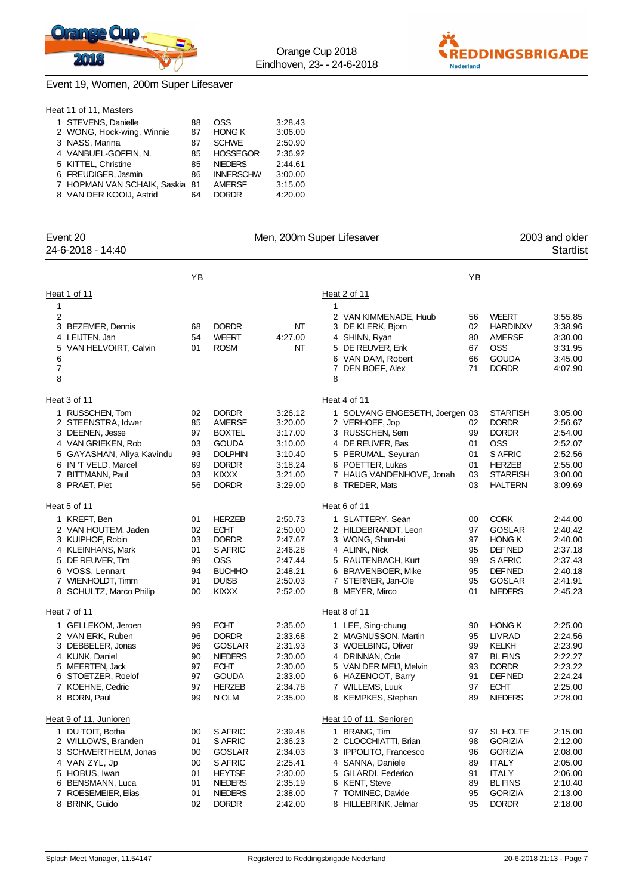## Event 19, Women, 200m Super Lifesaver

### Heat 11 of 11, Masters

| | Name | YB | Club | Time |
|---|---|---|---|---|
| 1 | STEVENS, Danielle | 88 | OSS | 3:28.43 |
| 2 | WONG, Hock-wing, Winnie | 87 | HONG K | 3:06.00 |
| 3 | NASS, Marina | 87 | SCHWE | 2:50.90 |
| 4 | VANBUEL-GOFFIN, N. | 85 | HOSSEGOR | 2:36.92 |
| 5 | KITTEL, Christine | 85 | NIEDERS | 2:44.61 |
| 6 | FREUDIGER, Jasmin | 86 | INNERSCHW | 3:00.00 |
| 7 | HOPMAN VAN SCHAIK, Saskia | 81 | AMERSF | 3:15.00 |
| 8 | VAN DER KOOIJ, Astrid | 64 | DORDR | 4:20.00 |

## Event 20 — Men, 200m Super Lifesaver — 2003 and older

24-6-2018 - 14:40 — Startlist

### Heat 1 of 11

| | Name | YB | Club | Time |
|---|---|---|---|---|
| 1 | | | | |
| 2 | | | | |
| 3 | BEZEMER, Dennis | 68 | DORDR | NT |
| 4 | LEIJTEN, Jan | 54 | WEERT | 4:27.00 |
| 5 | VAN HELVOIRT, Calvin | 01 | ROSM | NT |
| 6 | | | | |
| 7 | | | | |
| 8 | | | | |

### Heat 2 of 11

| | Name | YB | Club | Time |
|---|---|---|---|---|
| 1 | | | | |
| 2 | VAN KIMMENADE, Huub | 56 | WEERT | 3:55.85 |
| 3 | DE KLERK, Bjorn | 02 | HARDINXV | 3:38.96 |
| 4 | SHINN, Ryan | 80 | AMERSF | 3:30.00 |
| 5 | DE REUVER, Erik | 67 | OSS | 3:31.95 |
| 6 | VAN DAM, Robert | 66 | GOUDA | 3:45.00 |
| 7 | DEN BOEF, Alex | 71 | DORDR | 4:07.90 |
| 8 | | | | |

### Heat 3 of 11

| | Name | YB | Club | Time |
|---|---|---|---|---|
| 1 | RUSSCHEN, Tom | 02 | DORDR | 3:26.12 |
| 2 | STEENSTRA, Idwer | 85 | AMERSF | 3:20.00 |
| 3 | DEENEN, Jesse | 97 | BOXTEL | 3:17.00 |
| 4 | VAN GRIEKEN, Rob | 03 | GOUDA | 3:10.00 |
| 5 | GAYASHAN, Aliya Kavindu | 93 | DOLPHIN | 3:10.40 |
| 6 | IN 'T VELD, Marcel | 69 | DORDR | 3:18.24 |
| 7 | BITTMANN, Paul | 03 | KIXXX | 3:21.00 |
| 8 | PRAET, Piet | 56 | DORDR | 3:29.00 |

### Heat 4 of 11

| | Name | YB | Club | Time |
|---|---|---|---|---|
| 1 | SOLVANG ENGESETH, Joergen | 03 | STARFISH | 3:05.00 |
| 2 | VERHOEF, Jop | 02 | DORDR | 2:56.67 |
| 3 | RUSSCHEN, Sem | 99 | DORDR | 2:54.00 |
| 4 | DE REUVER, Bas | 01 | OSS | 2:52.07 |
| 5 | PERUMAL, Seyuran | 01 | S AFRIC | 2:52.56 |
| 6 | POETTER, Lukas | 01 | HERZEB | 2:55.00 |
| 7 | HAUG VANDENHOVE, Jonah | 03 | STARFISH | 3:00.00 |
| 8 | TREDER, Mats | 03 | HALTERN | 3:09.69 |

### Heat 5 of 11

| | Name | YB | Club | Time |
|---|---|---|---|---|
| 1 | KREFT, Ben | 01 | HERZEB | 2:50.73 |
| 2 | VAN HOUTEM, Jaden | 02 | ECHT | 2:50.00 |
| 3 | KUIPHOF, Robin | 03 | DORDR | 2:47.67 |
| 4 | KLEINHANS, Mark | 01 | S AFRIC | 2:46.28 |
| 5 | DE REUVER, Tim | 99 | OSS | 2:47.44 |
| 6 | VOSS, Lennart | 94 | BUCHHO | 2:48.21 |
| 7 | WIENHOLDT, Timm | 91 | DUISB | 2:50.03 |
| 8 | SCHULTZ, Marco Philip | 00 | KIXXX | 2:52.00 |

### Heat 6 of 11

| | Name | YB | Club | Time |
|---|---|---|---|---|
| 1 | SLATTERY, Sean | 00 | CORK | 2:44.00 |
| 2 | HILDEBRANDT, Leon | 97 | GOSLAR | 2:40.42 |
| 3 | WONG, Shun-lai | 97 | HONG K | 2:40.00 |
| 4 | ALINK, Nick | 95 | DEF NED | 2:37.18 |
| 5 | RAUTENBACH, Kurt | 99 | S AFRIC | 2:37.43 |
| 6 | BRAVENBOER, Mike | 95 | DEF NED | 2:40.18 |
| 7 | STERNER, Jan-Ole | 95 | GOSLAR | 2:41.91 |
| 8 | MEYER, Mirco | 01 | NIEDERS | 2:45.23 |

### Heat 7 of 11

| | Name | YB | Club | Time |
|---|---|---|---|---|
| 1 | GELLEKOM, Jeroen | 99 | ECHT | 2:35.00 |
| 2 | VAN ERK, Ruben | 96 | DORDR | 2:33.68 |
| 3 | DEBBELER, Jonas | 96 | GOSLAR | 2:31.93 |
| 4 | KUNK, Daniel | 90 | NIEDERS | 2:30.00 |
| 5 | MEERTEN, Jack | 97 | ECHT | 2:30.00 |
| 6 | STOETZER, Roelof | 97 | GOUDA | 2:33.00 |
| 7 | KOEHNE, Cedric | 97 | HERZEB | 2:34.78 |
| 8 | BORN, Paul | 99 | N OLM | 2:35.00 |

### Heat 8 of 11

| | Name | YB | Club | Time |
|---|---|---|---|---|
| 1 | LEE, Sing-chung | 90 | HONG K | 2:25.00 |
| 2 | MAGNUSSON, Martin | 95 | LIVRAD | 2:24.56 |
| 3 | WOELBING, Oliver | 99 | KELKH | 2:23.90 |
| 4 | DRINNAN, Cole | 97 | BL FINS | 2:22.27 |
| 5 | VAN DER MEIJ, Melvin | 93 | DORDR | 2:23.22 |
| 6 | HAZENOOT, Barry | 91 | DEF NED | 2:24.24 |
| 7 | WILLEMS, Luuk | 97 | ECHT | 2:25.00 |
| 8 | KEMPKES, Stephan | 89 | NIEDERS | 2:28.00 |

### Heat 9 of 11, Junioren

| | Name | YB | Club | Time |
|---|---|---|---|---|
| 1 | DU TOIT, Botha | 00 | S AFRIC | 2:39.48 |
| 2 | WILLOWS, Branden | 01 | S AFRIC | 2:36.23 |
| 3 | SCHWERTHELM, Jonas | 00 | GOSLAR | 2:34.03 |
| 4 | VAN ZYL, Jp | 00 | S AFRIC | 2:25.41 |
| 5 | HOBUS, Iwan | 01 | HEYTSE | 2:30.00 |
| 6 | BENSMANN, Luca | 01 | NIEDERS | 2:35.19 |
| 7 | ROESEMEIER, Elias | 01 | NIEDERS | 2:38.00 |
| 8 | BRINK, Guido | 02 | DORDR | 2:42.00 |

### Heat 10 of 11, Senioren

| | Name | YB | Club | Time |
|---|---|---|---|---|
| 1 | BRANG, Tim | 97 | SL HOLTE | 2:15.00 |
| 2 | CLOCCHIATTI, Brian | 98 | GORIZIA | 2:12.00 |
| 3 | IPPOLITO, Francesco | 96 | GORIZIA | 2:08.00 |
| 4 | SANNA, Daniele | 89 | ITALY | 2:05.00 |
| 5 | GILARDI, Federico | 91 | ITALY | 2:06.00 |
| 6 | KENT, Steve | 89 | BL FINS | 2:10.40 |
| 7 | TOMINEC, Davide | 95 | GORIZIA | 2:13.00 |
| 8 | HILLEBRINK, Jelmar | 95 | DORDR | 2:18.00 |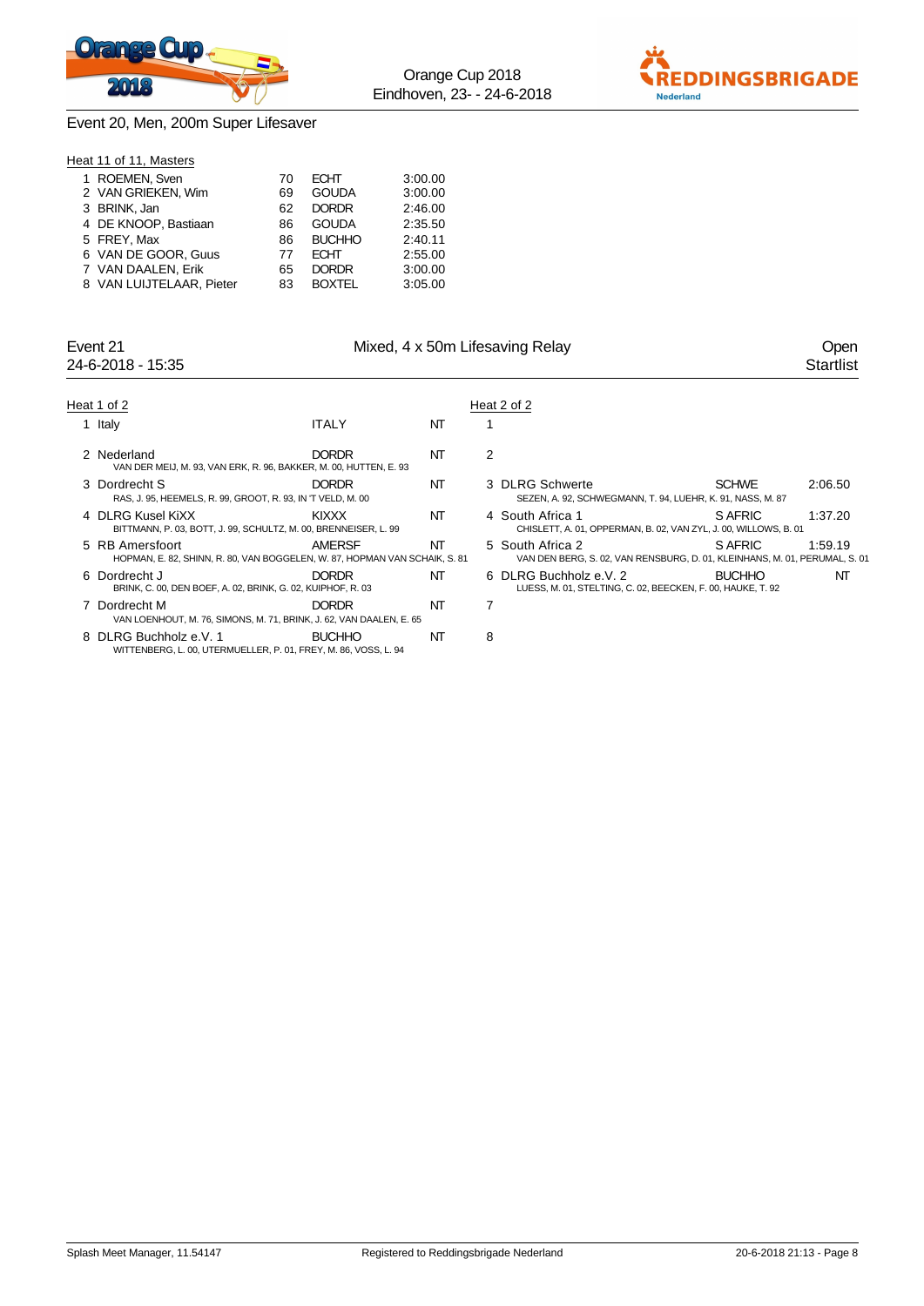## Event 20, Men, 200m Super Lifesaver

### Heat 11 of 11, Masters

| | | | | |
|---|---|---|---|---|
| 1 | ROEMEN, Sven | 70 | ECHT | 3:00.00 |
| 2 | VAN GRIEKEN, Wim | 69 | GOUDA | 3:00.00 |
| 3 | BRINK, Jan | 62 | DORDR | 2:46.00 |
| 4 | DE KNOOP, Bastiaan | 86 | GOUDA | 2:35.50 |
| 5 | FREY, Max | 86 | BUCHHO | 2:40.11 |
| 6 | VAN DE GOOR, Guus | 77 | ECHT | 2:55.00 |
| 7 | VAN DAALEN, Erik | 65 | DORDR | 3:00.00 |
| 8 | VAN LUIJTELAAR, Pieter | 83 | BOXTEL | 3:05.00 |

## Event 21 — Mixed, 4 x 50m Lifesaving Relay — Open

24-6-2018 - 15:35 — Startlist

### Heat 1 of 2

| | | | |
|---|---|---|---|
| 1 | Italy | ITALY | NT |
| 2 | Nederland<br>VAN DER MEIJ, M. 93, VAN ERK, R. 96, BAKKER, M. 00, HUTTEN, E. 93 | DORDR | NT |
| 3 | Dordrecht S<br>RAS, J. 95, HEEMELS, R. 99, GROOT, R. 93, IN 'T VELD, M. 00 | DORDR | NT |
| 4 | DLRG Kusel KiXX<br>BITTMANN, P. 03, BOTT, J. 99, SCHULTZ, M. 00, BRENNEISER, L. 99 | KIXXX | NT |
| 5 | RB Amersfoort<br>HOPMAN, E. 82, SHINN, R. 80, VAN BOGGELEN, W. 87, HOPMAN VAN SCHAIK, S. 81 | AMERSF | NT |
| 6 | Dordrecht J<br>BRINK, C. 00, DEN BOEF, A. 02, BRINK, G. 02, KUIPHOF, R. 03 | DORDR | NT |
| 7 | Dordrecht M<br>VAN LOENHOUT, M. 76, SIMONS, M. 71, BRINK, J. 62, VAN DAALEN, E. 65 | DORDR | NT |
| 8 | DLRG Buchholz e.V. 1<br>WITTENBERG, L. 00, UTERMUELLER, P. 01, FREY, M. 86, VOSS, L. 94 | BUCHHO | NT |

### Heat 2 of 2

| | | | |
|---|---|---|---|
| 1 | | | |
| 2 | | | |
| 3 | DLRG Schwerte<br>SEZEN, A. 92, SCHWEGMANN, T. 94, LUEHR, K. 91, NASS, M. 87 | SCHWE | 2:06.50 |
| 4 | South Africa 1<br>CHISLETT, A. 01, OPPERMAN, B. 02, VAN ZYL, J. 00, WILLOWS, B. 01 | S AFRIC | 1:37.20 |
| 5 | South Africa 2<br>VAN DEN BERG, S. 02, VAN RENSBURG, D. 01, KLEINHANS, M. 01, PERUMAL, S. 01 | S AFRIC | 1:59.19 |
| 6 | DLRG Buchholz e.V. 2<br>LUESS, M. 01, STELTING, C. 02, BEECKEN, F. 00, HAUKE, T. 92 | BUCHHO | NT |
| 7 | | | |
| 8 | | | |